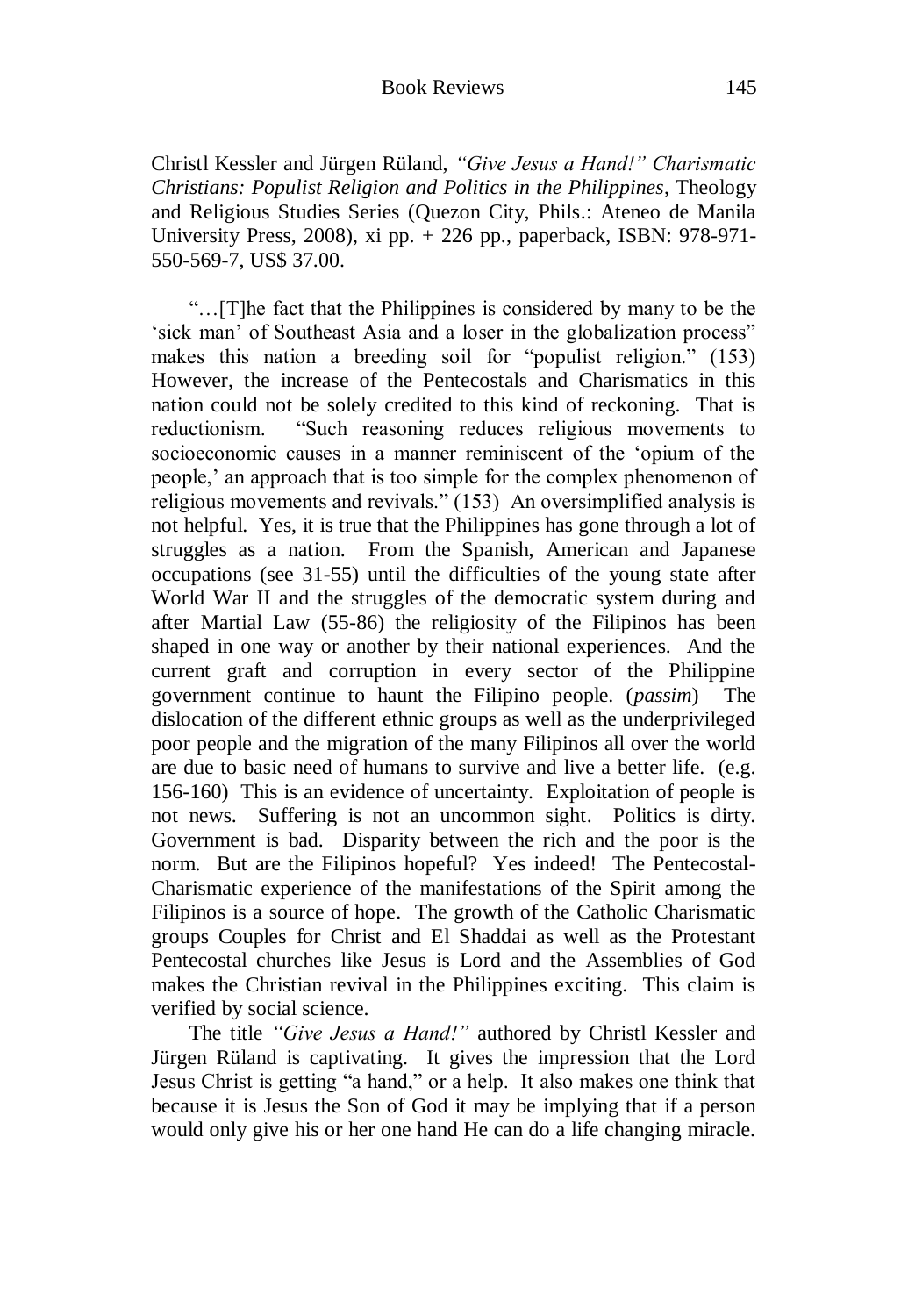Christl Kessler and Jürgen Rüland, *"Give Jesus a Hand!" Charismatic Christians: Populist Religion and Politics in the Philippines*, Theology and Religious Studies Series (Quezon City, Phils.: Ateneo de Manila University Press, 2008), xi pp. + 226 pp., paperback, ISBN: 978-971-550-569-7, US$ 37.00.

"…[T]he fact that the Philippines is considered by many to be the 'sick man' of Southeast Asia and a loser in the globalization process" makes this nation a breeding soil for "populist religion." (153) However, the increase of the Pentecostals and Charismatics in this nation could not be solely credited to this kind of reckoning. That is reductionism. "Such reasoning reduces religious movements to socioeconomic causes in a manner reminiscent of the 'opium of the people,' an approach that is too simple for the complex phenomenon of religious movements and revivals." (153) An oversimplified analysis is not helpful. Yes, it is true that the Philippines has gone through a lot of struggles as a nation. From the Spanish, American and Japanese occupations (see 31-55) until the difficulties of the young state after World War II and the struggles of the democratic system during and after Martial Law (55-86) the religiosity of the Filipinos has been shaped in one way or another by their national experiences. And the current graft and corruption in every sector of the Philippine government continue to haunt the Filipino people. (*passim*) The dislocation of the different ethnic groups as well as the underprivileged poor people and the migration of the many Filipinos all over the world are due to basic need of humans to survive and live a better life. (e.g. 156-160) This is an evidence of uncertainty. Exploitation of people is not news. Suffering is not an uncommon sight. Politics is dirty. Government is bad. Disparity between the rich and the poor is the norm. But are the Filipinos hopeful? Yes indeed! The Pentecostal-Charismatic experience of the manifestations of the Spirit among the Filipinos is a source of hope. The growth of the Catholic Charismatic groups Couples for Christ and El Shaddai as well as the Protestant Pentecostal churches like Jesus is Lord and the Assemblies of God makes the Christian revival in the Philippines exciting. This claim is verified by social science.

The title *"Give Jesus a Hand!"* authored by Christl Kessler and Jürgen Rüland is captivating. It gives the impression that the Lord Jesus Christ is getting "a hand," or a help. It also makes one think that because it is Jesus the Son of God it may be implying that if a person would only give his or her one hand He can do a life changing miracle.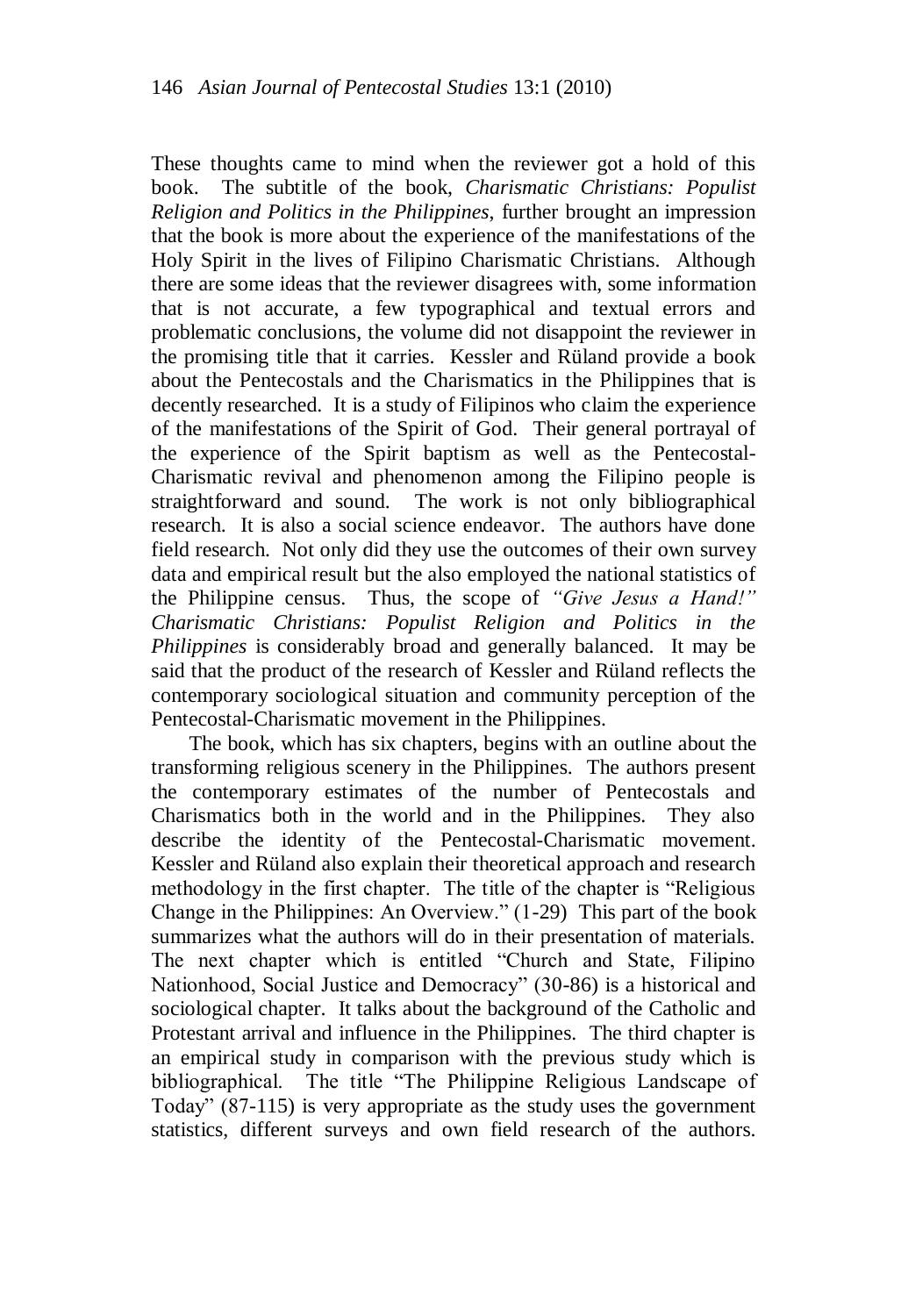These thoughts came to mind when the reviewer got a hold of this book. The subtitle of the book, *Charismatic Christians: Populist Religion and Politics in the Philippines,* further brought an impression that the book is more about the experience of the manifestations of the Holy Spirit in the lives of Filipino Charismatic Christians. Although there are some ideas that the reviewer disagrees with, some information that is not accurate, a few typographical and textual errors and problematic conclusions, the volume did not disappoint the reviewer in the promising title that it carries. Kessler and Rüland provide a book about the Pentecostals and the Charismatics in the Philippines that is decently researched. It is a study of Filipinos who claim the experience of the manifestations of the Spirit of God. Their general portrayal of the experience of the Spirit baptism as well as the Pentecostal-Charismatic revival and phenomenon among the Filipino people is straightforward and sound. The work is not only bibliographical research. It is also a social science endeavor. The authors have done field research. Not only did they use the outcomes of their own survey data and empirical result but the also employed the national statistics of the Philippine census. Thus, the scope of *"Give Jesus a Hand!" Charismatic Christians: Populist Religion and Politics in the Philippines* is considerably broad and generally balanced. It may be said that the product of the research of Kessler and Rüland reflects the contemporary sociological situation and community perception of the Pentecostal-Charismatic movement in the Philippines.

The book, which has six chapters, begins with an outline about the transforming religious scenery in the Philippines. The authors present the contemporary estimates of the number of Pentecostals and Charismatics both in the world and in the Philippines. They also describe the identity of the Pentecostal-Charismatic movement. Kessler and Rüland also explain their theoretical approach and research methodology in the first chapter. The title of the chapter is "Religious Change in the Philippines: An Overview." (1-29) This part of the book summarizes what the authors will do in their presentation of materials. The next chapter which is entitled "Church and State, Filipino Nationhood, Social Justice and Democracy" (30-86) is a historical and sociological chapter. It talks about the background of the Catholic and Protestant arrival and influence in the Philippines. The third chapter is an empirical study in comparison with the previous study which is bibliographical. The title "The Philippine Religious Landscape of Today" (87-115) is very appropriate as the study uses the government statistics, different surveys and own field research of the authors.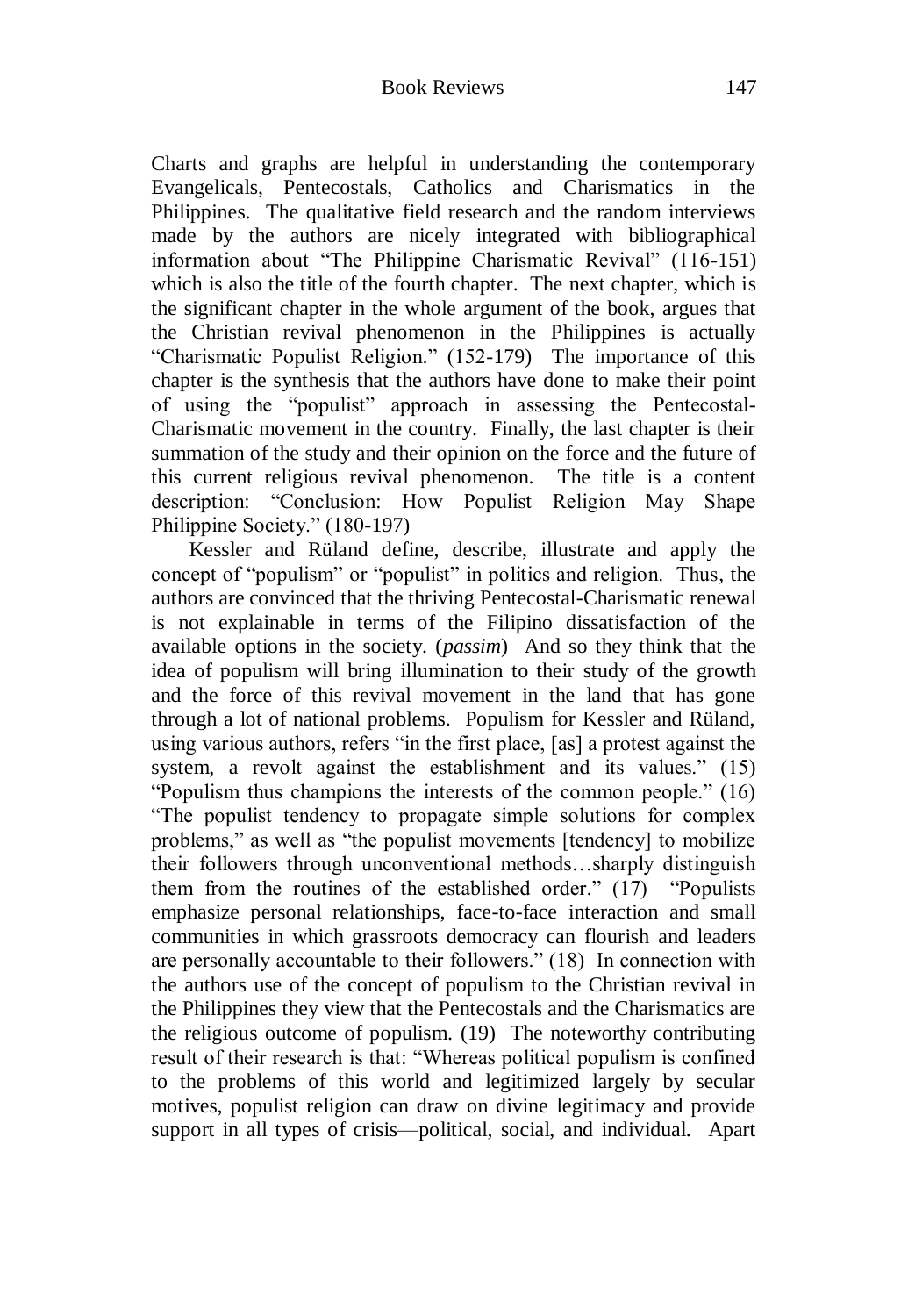Charts and graphs are helpful in understanding the contemporary Evangelicals, Pentecostals, Catholics and Charismatics in the Philippines. The qualitative field research and the random interviews made by the authors are nicely integrated with bibliographical information about "The Philippine Charismatic Revival" (116-151) which is also the title of the fourth chapter. The next chapter, which is the significant chapter in the whole argument of the book, argues that the Christian revival phenomenon in the Philippines is actually "Charismatic Populist Religion." (152-179) The importance of this chapter is the synthesis that the authors have done to make their point of using the "populist" approach in assessing the Pentecostal-Charismatic movement in the country. Finally, the last chapter is their summation of the study and their opinion on the force and the future of this current religious revival phenomenon. The title is a content description: "Conclusion: How Populist Religion May Shape Philippine Society." (180-197)

Kessler and Rüland define, describe, illustrate and apply the concept of "populism" or "populist" in politics and religion. Thus, the authors are convinced that the thriving Pentecostal-Charismatic renewal is not explainable in terms of the Filipino dissatisfaction of the available options in the society. (*passim*) And so they think that the idea of populism will bring illumination to their study of the growth and the force of this revival movement in the land that has gone through a lot of national problems. Populism for Kessler and Rüland, using various authors, refers "in the first place, [as] a protest against the system, a revolt against the establishment and its values." (15) "Populism thus champions the interests of the common people." (16) "The populist tendency to propagate simple solutions for complex problems," as well as "the populist movements [tendency] to mobilize their followers through unconventional methods…sharply distinguish them from the routines of the established order." (17) "Populists emphasize personal relationships, face-to-face interaction and small communities in which grassroots democracy can flourish and leaders are personally accountable to their followers." (18) In connection with the authors use of the concept of populism to the Christian revival in the Philippines they view that the Pentecostals and the Charismatics are the religious outcome of populism. (19) The noteworthy contributing result of their research is that: "Whereas political populism is confined to the problems of this world and legitimized largely by secular motives, populist religion can draw on divine legitimacy and provide support in all types of crisis—political, social, and individual. Apart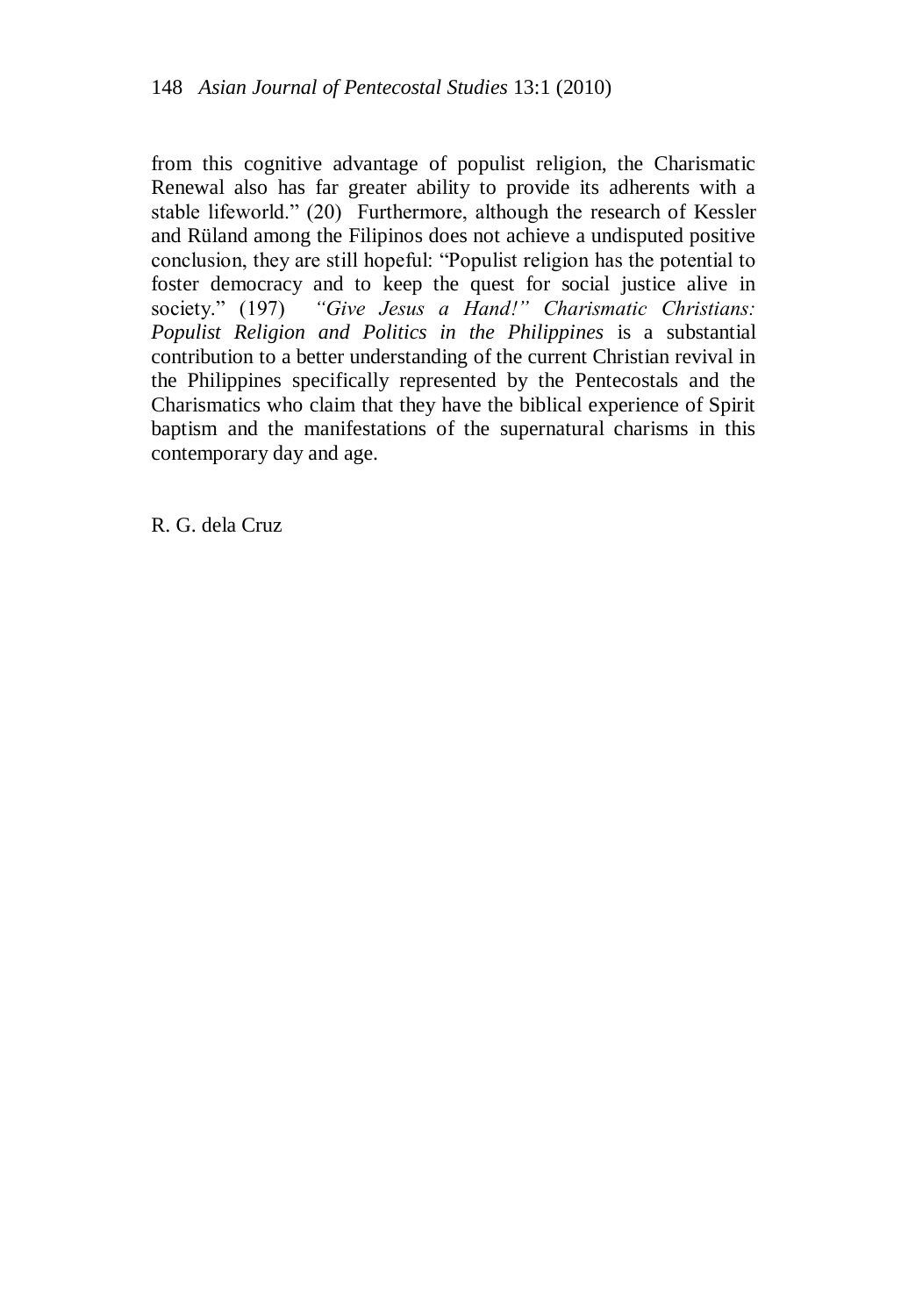from this cognitive advantage of populist religion, the Charismatic Renewal also has far greater ability to provide its adherents with a stable lifeworld." (20) Furthermore, although the research of Kessler and Rüland among the Filipinos does not achieve a undisputed positive conclusion, they are still hopeful: "Populist religion has the potential to foster democracy and to keep the quest for social justice alive in society." (197) *"Give Jesus a Hand!" Charismatic Christians: Populist Religion and Politics in the Philippines* is a substantial contribution to a better understanding of the current Christian revival in the Philippines specifically represented by the Pentecostals and the Charismatics who claim that they have the biblical experience of Spirit baptism and the manifestations of the supernatural charisms in this contemporary day and age.

R. G. dela Cruz